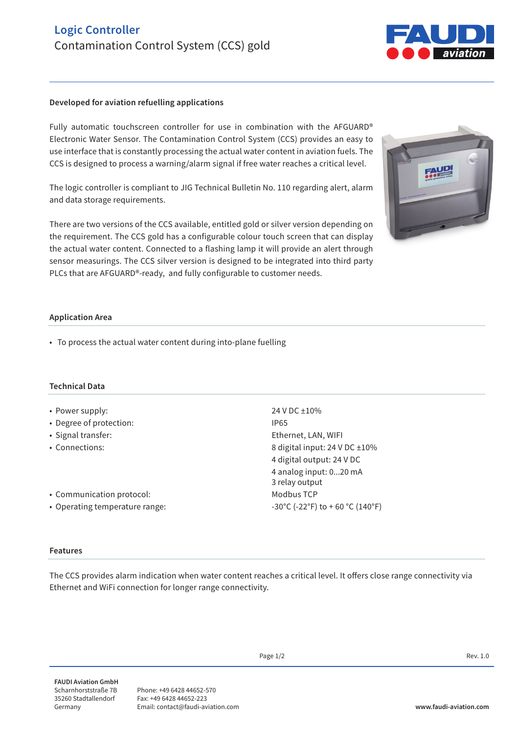# Logic Controller

Contamination Control System (CCS) gold

### Developed for aviation refuelling applications

Fully automatic touchscreen controller for use in combination with the AFGUARD® Electronic Water Sensor. The Contamination Control System (CCS) provides an easy to use interface that is constantly processing the actual water content in aviation fuels. The CCS is designed to process a warning/alarm signal if free water reaches a critical level.

The logic controller is compliant to JIG Technical Bulletin No. 110 regarding alert, alarm and data storage requirements.

There are two versions of the CCS available, entitled gold or silver version depending on the requirement. The CCS gold has a configurable colour touch screen that can display the actual water content. Connected to a flashing lamp it will provide an alert through sensor measurings. The CCS silver version is designed to be integrated into third party PLCs that are AFGUARD®-ready, and fully configurable to customer needs.

### Application Area

- To process the actual water content during into-plane fuelling

### Technical Data

| | |
|---|---|
| • Power supply: | 24 V DC ±10% |
| • Degree of protection: | IP65 |
| • Signal transfer: | Ethernet, LAN, WIFI |
| • Connections: | 8 digital input: 24 V DC ±10%<br>4 digital output: 24 V DC<br>4 analog input: 0...20 mA<br>3 relay output |
| • Communication protocol: | Modbus TCP |
| • Operating temperature range: | -30°C (-22°F) to + 60 °C (140°F) |

### Features

The CCS provides alarm indication when water content reaches a critical level. It offers close range connectivity via Ethernet and WiFi connection for longer range connectivity.

Rev. 1.0

**FAUDI Aviation GmbH**
Scharnhorststraße 7B
35260 Stadtallendorf
Germany

Phone: +49 6428 44652-570
Fax: +49 6428 44652-223
Email: contact@faudi-aviation.com

**www.faudi-aviation.com**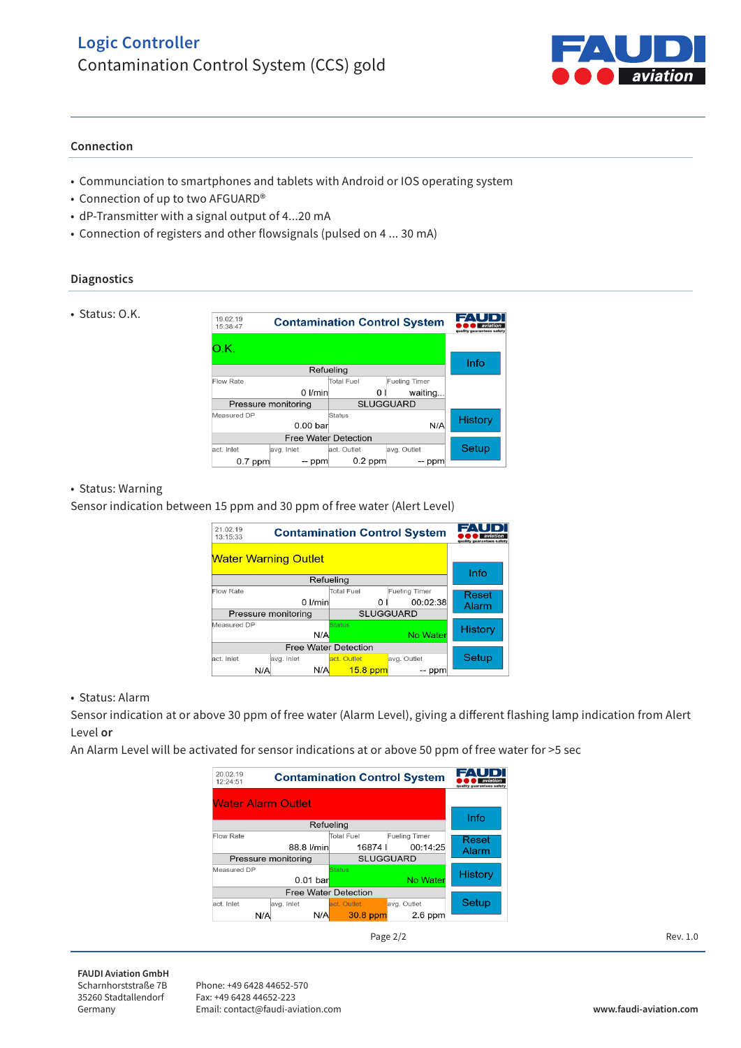## Connection

- Communciation to smartphones and tablets with Android or IOS operating system
- Connection of up to two AFGUARD®
- dP-Transmitter with a signal output of 4...20 mA
- Connection of registers and other flowsignals (pulsed on 4 ... 30 mA)

## Diagnostics

- Status: O.K.

- Status: Warning

Sensor indication between 15 ppm and 30 ppm of free water (Alert Level)

- Status: Alarm

Sensor indication at or above 30 ppm of free water (Alarm Level), giving a different flashing lamp indication from Alert Level **or**

An Alarm Level will be activated for sensor indications at or above 50 ppm of free water for >5 sec